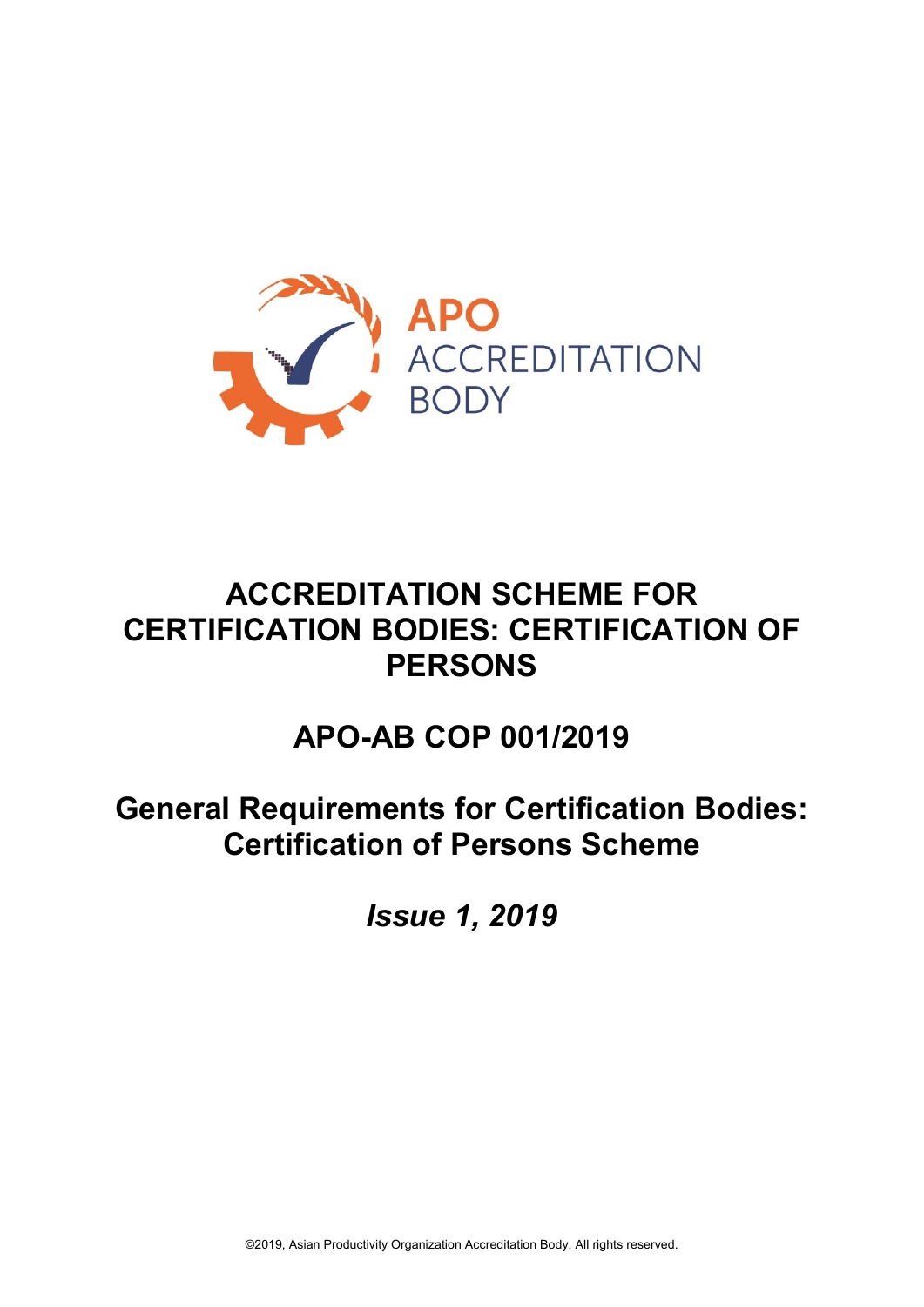APO ACCREDITATION BODY

# ACCREDITATION SCHEME FOR CERTIFICATION BODIES: CERTIFICATION OF PERSONS

## APO-AB COP 001/2019

## General Requirements for Certification Bodies: Certification of Persons Scheme

***Issue 1, 2019***

©2019, Asian Productivity Organization Accreditation Body. All rights reserved.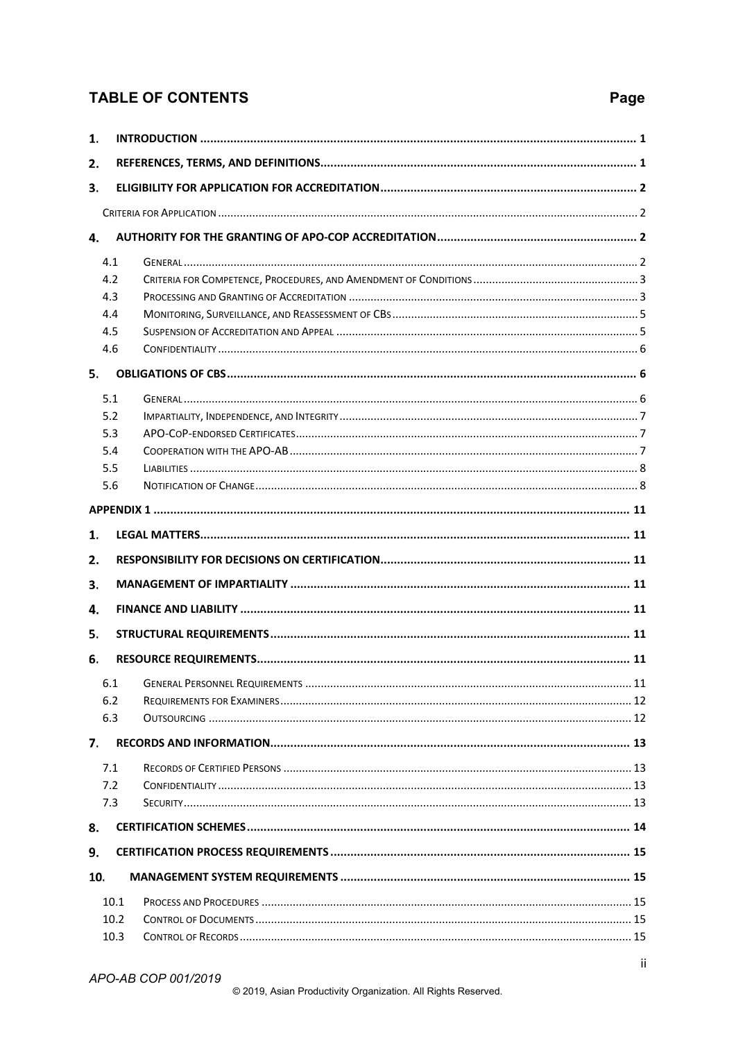## TABLE OF CONTENTS

| | | Page |
|---|---|---|
| **1.** | **INTRODUCTION** | **1** |
| **2.** | **REFERENCES, TERMS, AND DEFINITIONS** | **1** |
| **3.** | **ELIGIBILITY FOR APPLICATION FOR ACCREDITATION** | **2** |
| | CRITERIA FOR APPLICATION | 2 |
| **4.** | **AUTHORITY FOR THE GRANTING OF APO-COP ACCREDITATION** | **2** |
| 4.1 | GENERAL | 2 |
| 4.2 | CRITERIA FOR COMPETENCE, PROCEDURES, AND AMENDMENT OF CONDITIONS | 3 |
| 4.3 | PROCESSING AND GRANTING OF ACCREDITATION | 3 |
| 4.4 | MONITORING, SURVEILLANCE, AND REASSESSMENT OF CBS | 5 |
| 4.5 | SUSPENSION OF ACCREDITATION AND APPEAL | 5 |
| 4.6 | CONFIDENTIALITY | 6 |
| **5.** | **OBLIGATIONS OF CBS** | **6** |
| 5.1 | GENERAL | 6 |
| 5.2 | IMPARTIALITY, INDEPENDENCE, AND INTEGRITY | 7 |
| 5.3 | APO-COP-ENDORSED CERTIFICATES | 7 |
| 5.4 | COOPERATION WITH THE APO-AB | 7 |
| 5.5 | LIABILITIES | 8 |
| 5.6 | NOTIFICATION OF CHANGE | 8 |
| | **APPENDIX 1** | **11** |
| **1.** | **LEGAL MATTERS** | **11** |
| **2.** | **RESPONSIBILITY FOR DECISIONS ON CERTIFICATION** | **11** |
| **3.** | **MANAGEMENT OF IMPARTIALITY** | **11** |
| **4.** | **FINANCE AND LIABILITY** | **11** |
| **5.** | **STRUCTURAL REQUIREMENTS** | **11** |
| **6.** | **RESOURCE REQUIREMENTS** | **11** |
| 6.1 | GENERAL PERSONNEL REQUIREMENTS | 11 |
| 6.2 | REQUIREMENTS FOR EXAMINERS | 12 |
| 6.3 | OUTSOURCING | 12 |
| **7.** | **RECORDS AND INFORMATION** | **13** |
| 7.1 | RECORDS OF CERTIFIED PERSONS | 13 |
| 7.2 | CONFIDENTIALITY | 13 |
| 7.3 | SECURITY | 13 |
| **8.** | **CERTIFICATION SCHEMES** | **14** |
| **9.** | **CERTIFICATION PROCESS REQUIREMENTS** | **15** |
| **10.** | **MANAGEMENT SYSTEM REQUIREMENTS** | **15** |
| 10.1 | PROCESS AND PROCEDURES | 15 |
| 10.2 | CONTROL OF DOCUMENTS | 15 |
| 10.3 | CONTROL OF RECORDS | 15 |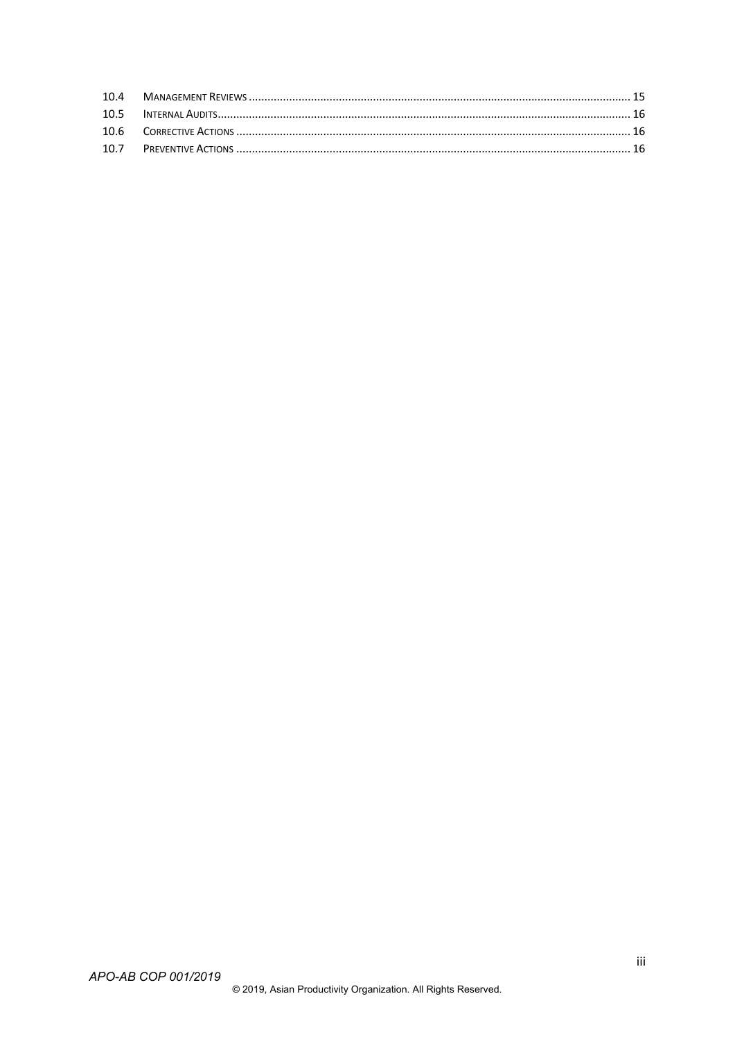10.4 Management Reviews ........ 15

10.5 Internal Audits ........ 16

10.6 Corrective Actions ........ 16

10.7 Preventive Actions ........ 16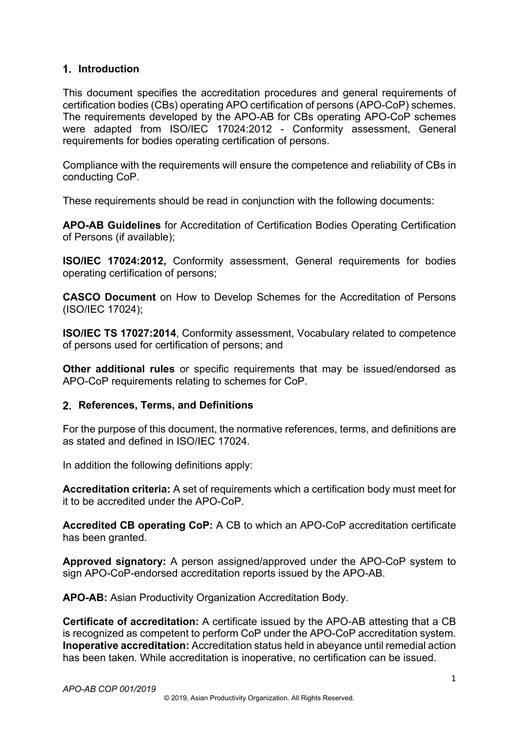## 1. Introduction

This document specifies the accreditation procedures and general requirements of certification bodies (CBs) operating APO certification of persons (APO-CoP) schemes. The requirements developed by the APO-AB for CBs operating APO-CoP schemes were adapted from ISO/IEC 17024:2012 - Conformity assessment, General requirements for bodies operating certification of persons.

Compliance with the requirements will ensure the competence and reliability of CBs in conducting CoP.

These requirements should be read in conjunction with the following documents:

**APO-AB Guidelines** for Accreditation of Certification Bodies Operating Certification of Persons (if available);

**ISO/IEC 17024:2012,** Conformity assessment, General requirements for bodies operating certification of persons;

**CASCO Document** on How to Develop Schemes for the Accreditation of Persons (ISO/IEC 17024);

**ISO/IEC TS 17027:2014**, Conformity assessment, Vocabulary related to competence of persons used for certification of persons; and

**Other additional rules** or specific requirements that may be issued/endorsed as APO-CoP requirements relating to schemes for CoP.

## 2. References, Terms, and Definitions

For the purpose of this document, the normative references, terms, and definitions are as stated and defined in ISO/IEC 17024.

In addition the following definitions apply:

**Accreditation criteria:** A set of requirements which a certification body must meet for it to be accredited under the APO-CoP.

**Accredited CB operating CoP:** A CB to which an APO-CoP accreditation certificate has been granted.

**Approved signatory:** A person assigned/approved under the APO-CoP system to sign APO-CoP-endorsed accreditation reports issued by the APO-AB.

**APO-AB:** Asian Productivity Organization Accreditation Body.

**Certificate of accreditation:** A certificate issued by the APO-AB attesting that a CB is recognized as competent to perform CoP under the APO-CoP accreditation system.

**Inoperative accreditation:** Accreditation status held in abeyance until remedial action has been taken. While accreditation is inoperative, no certification can be issued.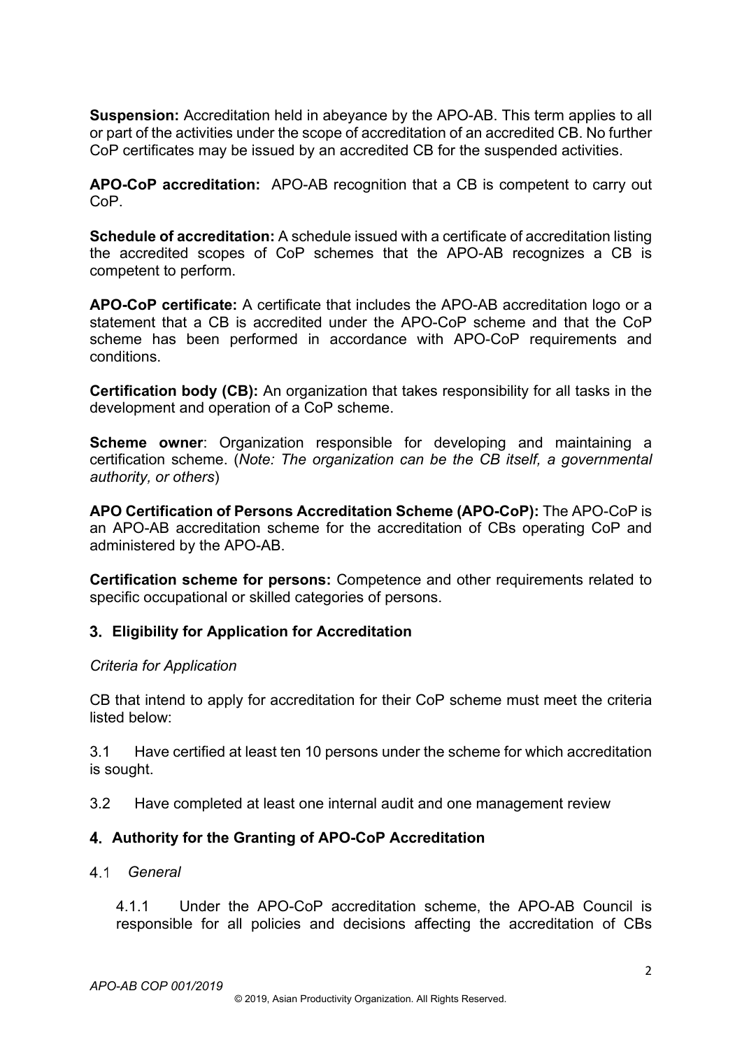**Suspension:** Accreditation held in abeyance by the APO-AB. This term applies to all or part of the activities under the scope of accreditation of an accredited CB. No further CoP certificates may be issued by an accredited CB for the suspended activities.

**APO-CoP accreditation:** APO-AB recognition that a CB is competent to carry out CoP.

**Schedule of accreditation:** A schedule issued with a certificate of accreditation listing the accredited scopes of CoP schemes that the APO-AB recognizes a CB is competent to perform.

**APO-CoP certificate:** A certificate that includes the APO-AB accreditation logo or a statement that a CB is accredited under the APO-CoP scheme and that the CoP scheme has been performed in accordance with APO-CoP requirements and conditions.

**Certification body (CB):** An organization that takes responsibility for all tasks in the development and operation of a CoP scheme.

**Scheme owner**: Organization responsible for developing and maintaining a certification scheme. (*Note: The organization can be the CB itself, a governmental authority, or others*)

**APO Certification of Persons Accreditation Scheme (APO-CoP):** The APO-CoP is an APO-AB accreditation scheme for the accreditation of CBs operating CoP and administered by the APO-AB.

**Certification scheme for persons:** Competence and other requirements related to specific occupational or skilled categories of persons.

## 3. Eligibility for Application for Accreditation

*Criteria for Application*

CB that intend to apply for accreditation for their CoP scheme must meet the criteria listed below:

3.1 Have certified at least ten 10 persons under the scheme for which accreditation is sought.

3.2 Have completed at least one internal audit and one management review

## 4. Authority for the Granting of APO-CoP Accreditation

### 4.1 *General*

4.1.1 Under the APO-CoP accreditation scheme, the APO-AB Council is responsible for all policies and decisions affecting the accreditation of CBs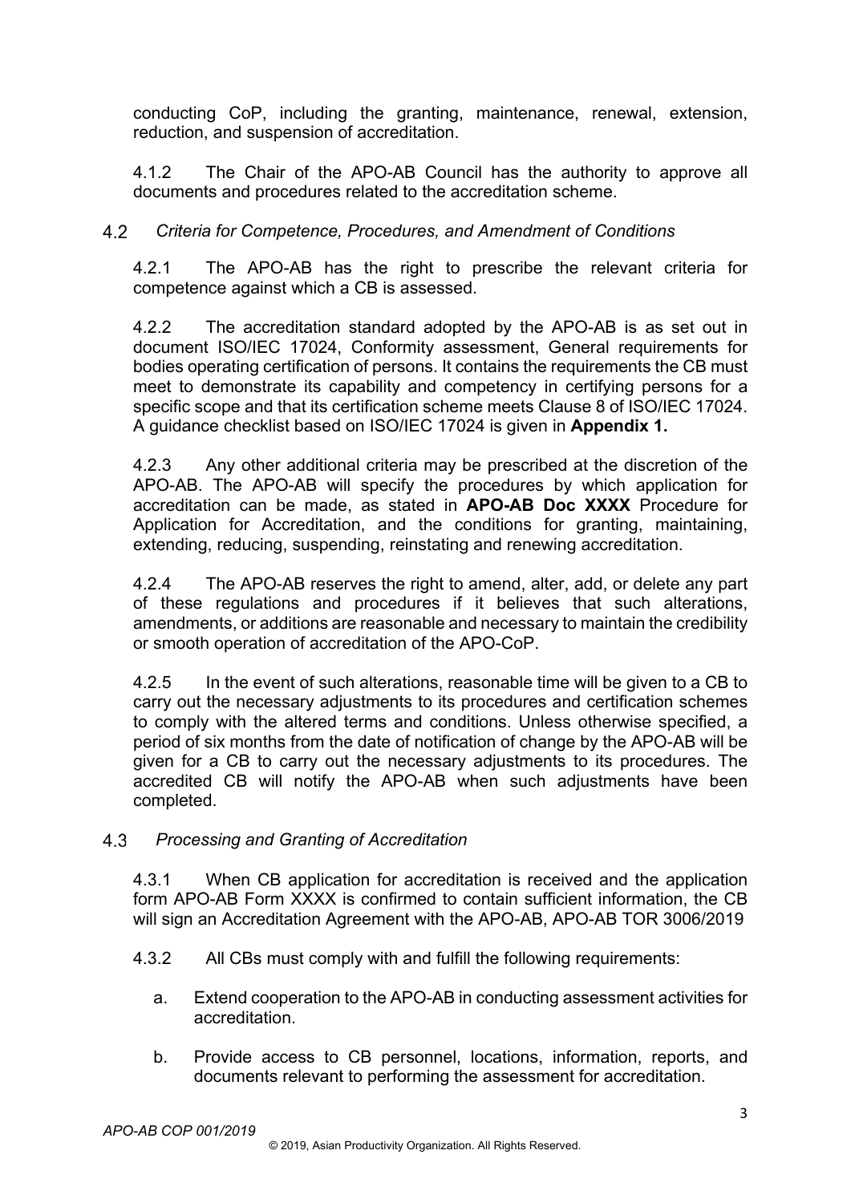conducting CoP, including the granting, maintenance, renewal, extension, reduction, and suspension of accreditation.

4.1.2 The Chair of the APO-AB Council has the authority to approve all documents and procedures related to the accreditation scheme.

### 4.2 *Criteria for Competence, Procedures, and Amendment of Conditions*

4.2.1 The APO-AB has the right to prescribe the relevant criteria for competence against which a CB is assessed.

4.2.2 The accreditation standard adopted by the APO-AB is as set out in document ISO/IEC 17024, Conformity assessment, General requirements for bodies operating certification of persons. It contains the requirements the CB must meet to demonstrate its capability and competency in certifying persons for a specific scope and that its certification scheme meets Clause 8 of ISO/IEC 17024. A guidance checklist based on ISO/IEC 17024 is given in **Appendix 1.**

4.2.3 Any other additional criteria may be prescribed at the discretion of the APO-AB. The APO-AB will specify the procedures by which application for accreditation can be made, as stated in **APO-AB Doc XXXX** Procedure for Application for Accreditation, and the conditions for granting, maintaining, extending, reducing, suspending, reinstating and renewing accreditation.

4.2.4 The APO-AB reserves the right to amend, alter, add, or delete any part of these regulations and procedures if it believes that such alterations, amendments, or additions are reasonable and necessary to maintain the credibility or smooth operation of accreditation of the APO-CoP.

4.2.5 In the event of such alterations, reasonable time will be given to a CB to carry out the necessary adjustments to its procedures and certification schemes to comply with the altered terms and conditions. Unless otherwise specified, a period of six months from the date of notification of change by the APO-AB will be given for a CB to carry out the necessary adjustments to its procedures. The accredited CB will notify the APO-AB when such adjustments have been completed.

### 4.3 *Processing and Granting of Accreditation*

4.3.1 When CB application for accreditation is received and the application form APO-AB Form XXXX is confirmed to contain sufficient information, the CB will sign an Accreditation Agreement with the APO-AB, APO-AB TOR 3006/2019

4.3.2 All CBs must comply with and fulfill the following requirements:

a. Extend cooperation to the APO-AB in conducting assessment activities for accreditation.

b. Provide access to CB personnel, locations, information, reports, and documents relevant to performing the assessment for accreditation.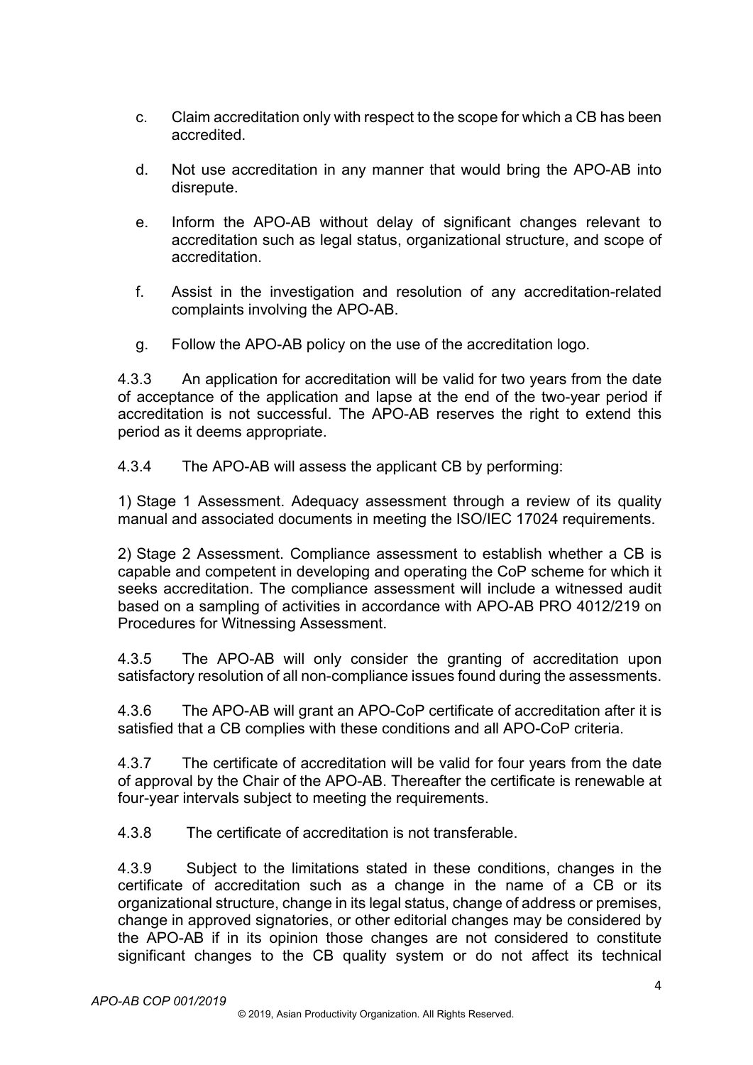c. Claim accreditation only with respect to the scope for which a CB has been accredited.

d. Not use accreditation in any manner that would bring the APO-AB into disrepute.

e. Inform the APO-AB without delay of significant changes relevant to accreditation such as legal status, organizational structure, and scope of accreditation.

f. Assist in the investigation and resolution of any accreditation-related complaints involving the APO-AB.

g. Follow the APO-AB policy on the use of the accreditation logo.

4.3.3 An application for accreditation will be valid for two years from the date of acceptance of the application and lapse at the end of the two-year period if accreditation is not successful. The APO-AB reserves the right to extend this period as it deems appropriate.

4.3.4 The APO-AB will assess the applicant CB by performing:

1) Stage 1 Assessment. Adequacy assessment through a review of its quality manual and associated documents in meeting the ISO/IEC 17024 requirements.

2) Stage 2 Assessment. Compliance assessment to establish whether a CB is capable and competent in developing and operating the CoP scheme for which it seeks accreditation. The compliance assessment will include a witnessed audit based on a sampling of activities in accordance with APO-AB PRO 4012/219 on Procedures for Witnessing Assessment.

4.3.5 The APO-AB will only consider the granting of accreditation upon satisfactory resolution of all non-compliance issues found during the assessments.

4.3.6 The APO-AB will grant an APO-CoP certificate of accreditation after it is satisfied that a CB complies with these conditions and all APO-CoP criteria.

4.3.7 The certificate of accreditation will be valid for four years from the date of approval by the Chair of the APO-AB. Thereafter the certificate is renewable at four-year intervals subject to meeting the requirements.

4.3.8 The certificate of accreditation is not transferable.

4.3.9 Subject to the limitations stated in these conditions, changes in the certificate of accreditation such as a change in the name of a CB or its organizational structure, change in its legal status, change of address or premises, change in approved signatories, or other editorial changes may be considered by the APO-AB if in its opinion those changes are not considered to constitute significant changes to the CB quality system or do not affect its technical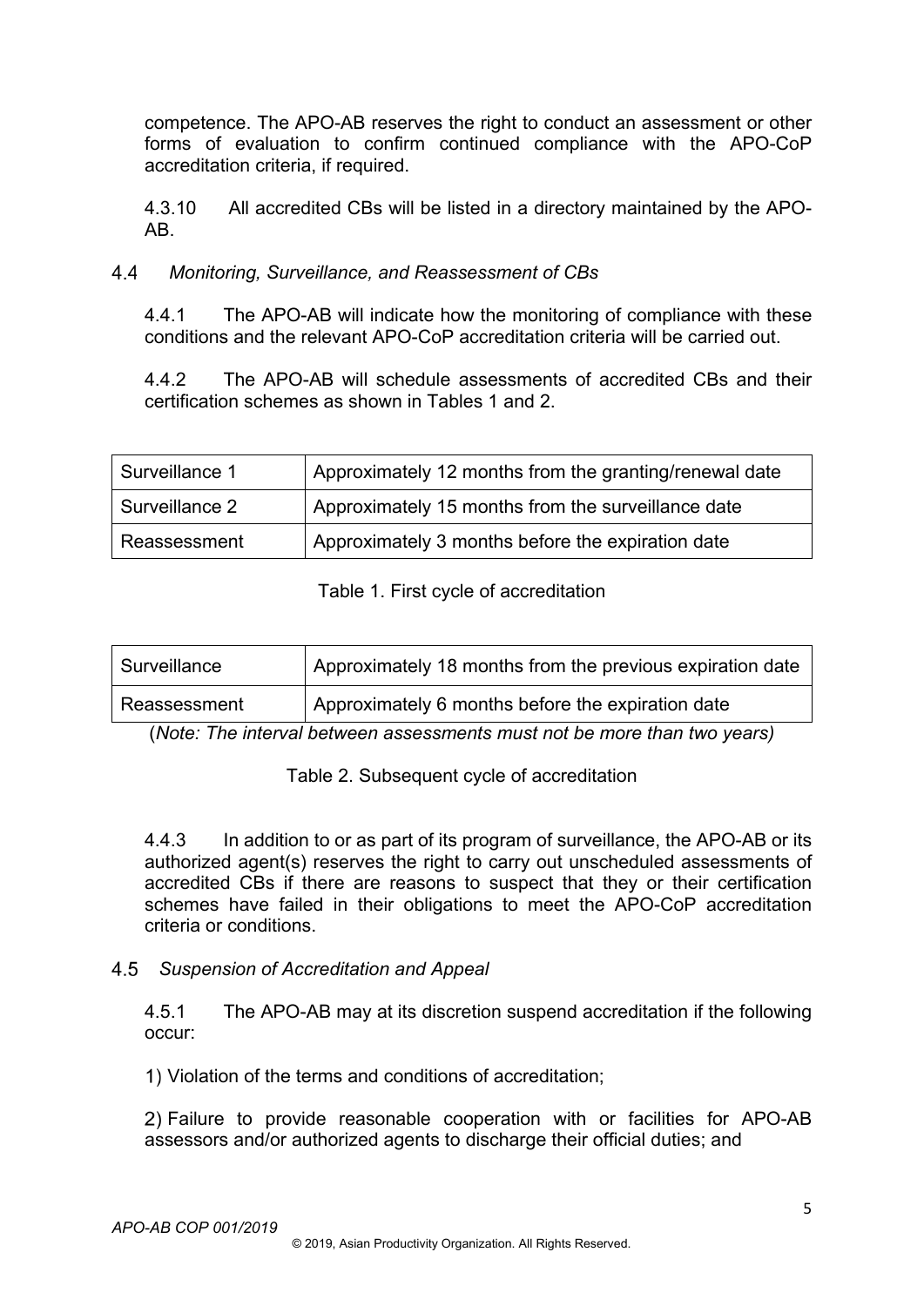competence. The APO-AB reserves the right to conduct an assessment or other forms of evaluation to confirm continued compliance with the APO-CoP accreditation criteria, if required.

4.3.10 All accredited CBs will be listed in a directory maintained by the APO-AB.

### 4.4 *Monitoring, Surveillance, and Reassessment of CBs*

4.4.1 The APO-AB will indicate how the monitoring of compliance with these conditions and the relevant APO-CoP accreditation criteria will be carried out.

4.4.2 The APO-AB will schedule assessments of accredited CBs and their certification schemes as shown in Tables 1 and 2.

| Surveillance 1 | Approximately 12 months from the granting/renewal date |
|---|---|
| Surveillance 2 | Approximately 15 months from the surveillance date |
| Reassessment | Approximately 3 months before the expiration date |

Table 1. First cycle of accreditation

| Surveillance | Approximately 18 months from the previous expiration date |
|---|---|
| Reassessment | Approximately 6 months before the expiration date |

(*Note: The interval between assessments must not be more than two years)*

Table 2. Subsequent cycle of accreditation

4.4.3 In addition to or as part of its program of surveillance, the APO-AB or its authorized agent(s) reserves the right to carry out unscheduled assessments of accredited CBs if there are reasons to suspect that they or their certification schemes have failed in their obligations to meet the APO-CoP accreditation criteria or conditions.

### 4.5 *Suspension of Accreditation and Appeal*

4.5.1 The APO-AB may at its discretion suspend accreditation if the following occur:

1) Violation of the terms and conditions of accreditation;

2) Failure to provide reasonable cooperation with or facilities for APO-AB assessors and/or authorized agents to discharge their official duties; and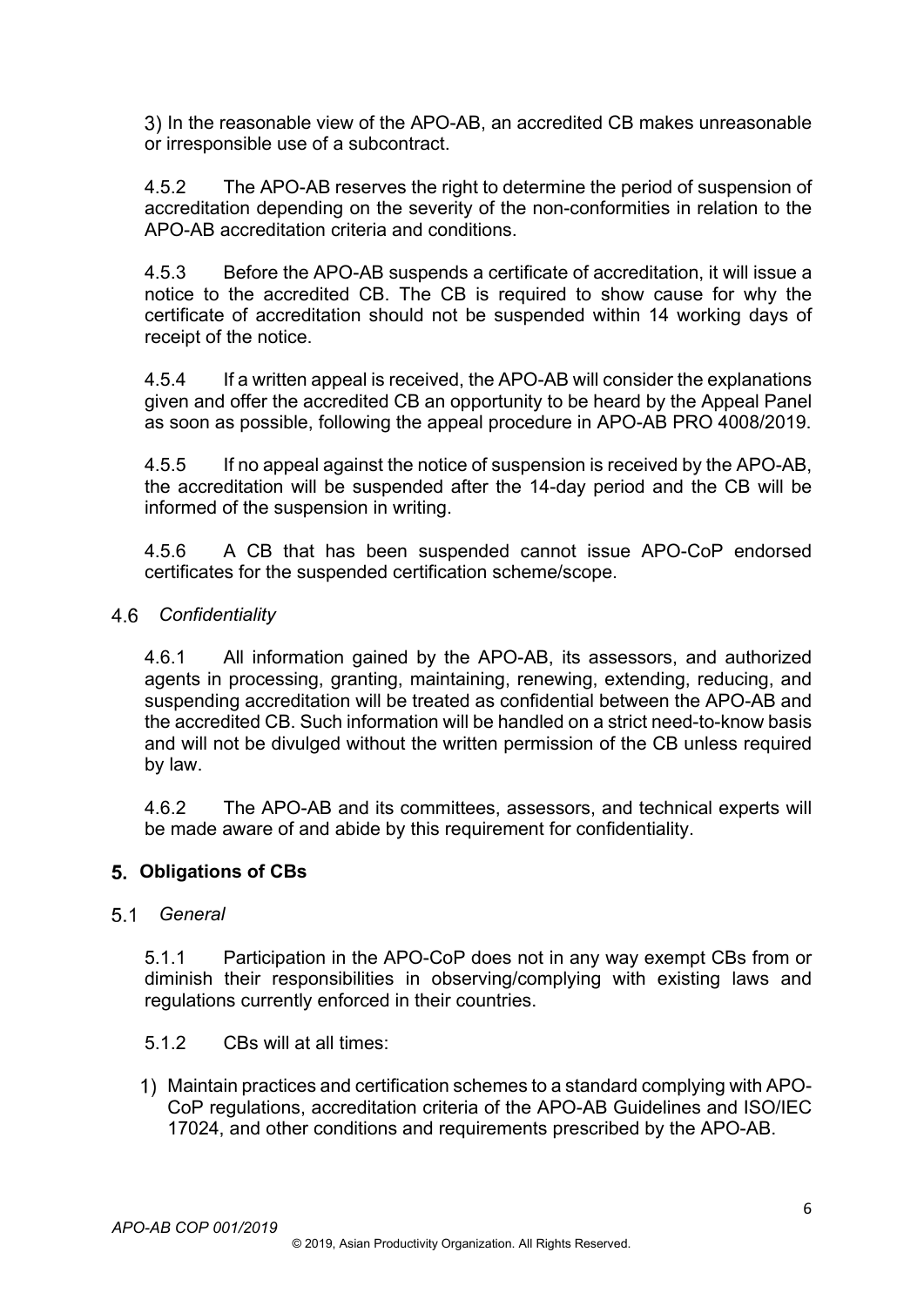3) In the reasonable view of the APO-AB, an accredited CB makes unreasonable or irresponsible use of a subcontract.

4.5.2 The APO-AB reserves the right to determine the period of suspension of accreditation depending on the severity of the non-conformities in relation to the APO-AB accreditation criteria and conditions.

4.5.3 Before the APO-AB suspends a certificate of accreditation, it will issue a notice to the accredited CB. The CB is required to show cause for why the certificate of accreditation should not be suspended within 14 working days of receipt of the notice.

4.5.4 If a written appeal is received, the APO-AB will consider the explanations given and offer the accredited CB an opportunity to be heard by the Appeal Panel as soon as possible, following the appeal procedure in APO-AB PRO 4008/2019.

4.5.5 If no appeal against the notice of suspension is received by the APO-AB, the accreditation will be suspended after the 14-day period and the CB will be informed of the suspension in writing.

4.5.6 A CB that has been suspended cannot issue APO-CoP endorsed certificates for the suspended certification scheme/scope.

### 4.6 *Confidentiality*

4.6.1 All information gained by the APO-AB, its assessors, and authorized agents in processing, granting, maintaining, renewing, extending, reducing, and suspending accreditation will be treated as confidential between the APO-AB and the accredited CB. Such information will be handled on a strict need-to-know basis and will not be divulged without the written permission of the CB unless required by law.

4.6.2 The APO-AB and its committees, assessors, and technical experts will be made aware of and abide by this requirement for confidentiality.

## 5. Obligations of CBs

### 5.1 *General*

5.1.1 Participation in the APO-CoP does not in any way exempt CBs from or diminish their responsibilities in observing/complying with existing laws and regulations currently enforced in their countries.

5.1.2 CBs will at all times:

1) Maintain practices and certification schemes to a standard complying with APO-CoP regulations, accreditation criteria of the APO-AB Guidelines and ISO/IEC 17024, and other conditions and requirements prescribed by the APO-AB.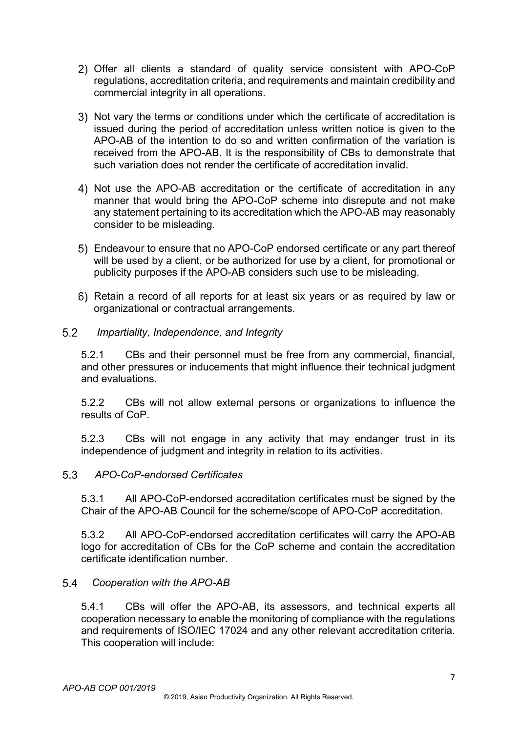2) Offer all clients a standard of quality service consistent with APO-CoP regulations, accreditation criteria, and requirements and maintain credibility and commercial integrity in all operations.

3) Not vary the terms or conditions under which the certificate of accreditation is issued during the period of accreditation unless written notice is given to the APO-AB of the intention to do so and written confirmation of the variation is received from the APO-AB. It is the responsibility of CBs to demonstrate that such variation does not render the certificate of accreditation invalid.

4) Not use the APO-AB accreditation or the certificate of accreditation in any manner that would bring the APO-CoP scheme into disrepute and not make any statement pertaining to its accreditation which the APO-AB may reasonably consider to be misleading.

5) Endeavour to ensure that no APO-CoP endorsed certificate or any part thereof will be used by a client, or be authorized for use by a client, for promotional or publicity purposes if the APO-AB considers such use to be misleading.

6) Retain a record of all reports for at least six years or as required by law or organizational or contractual arrangements.

### 5.2 *Impartiality, Independence, and Integrity*

5.2.1 CBs and their personnel must be free from any commercial, financial, and other pressures or inducements that might influence their technical judgment and evaluations.

5.2.2 CBs will not allow external persons or organizations to influence the results of CoP.

5.2.3 CBs will not engage in any activity that may endanger trust in its independence of judgment and integrity in relation to its activities.

### 5.3 *APO-CoP-endorsed Certificates*

5.3.1 All APO-CoP-endorsed accreditation certificates must be signed by the Chair of the APO-AB Council for the scheme/scope of APO-CoP accreditation.

5.3.2 All APO-CoP-endorsed accreditation certificates will carry the APO-AB logo for accreditation of CBs for the CoP scheme and contain the accreditation certificate identification number.

### 5.4 *Cooperation with the APO-AB*

5.4.1 CBs will offer the APO-AB, its assessors, and technical experts all cooperation necessary to enable the monitoring of compliance with the regulations and requirements of ISO/IEC 17024 and any other relevant accreditation criteria. This cooperation will include: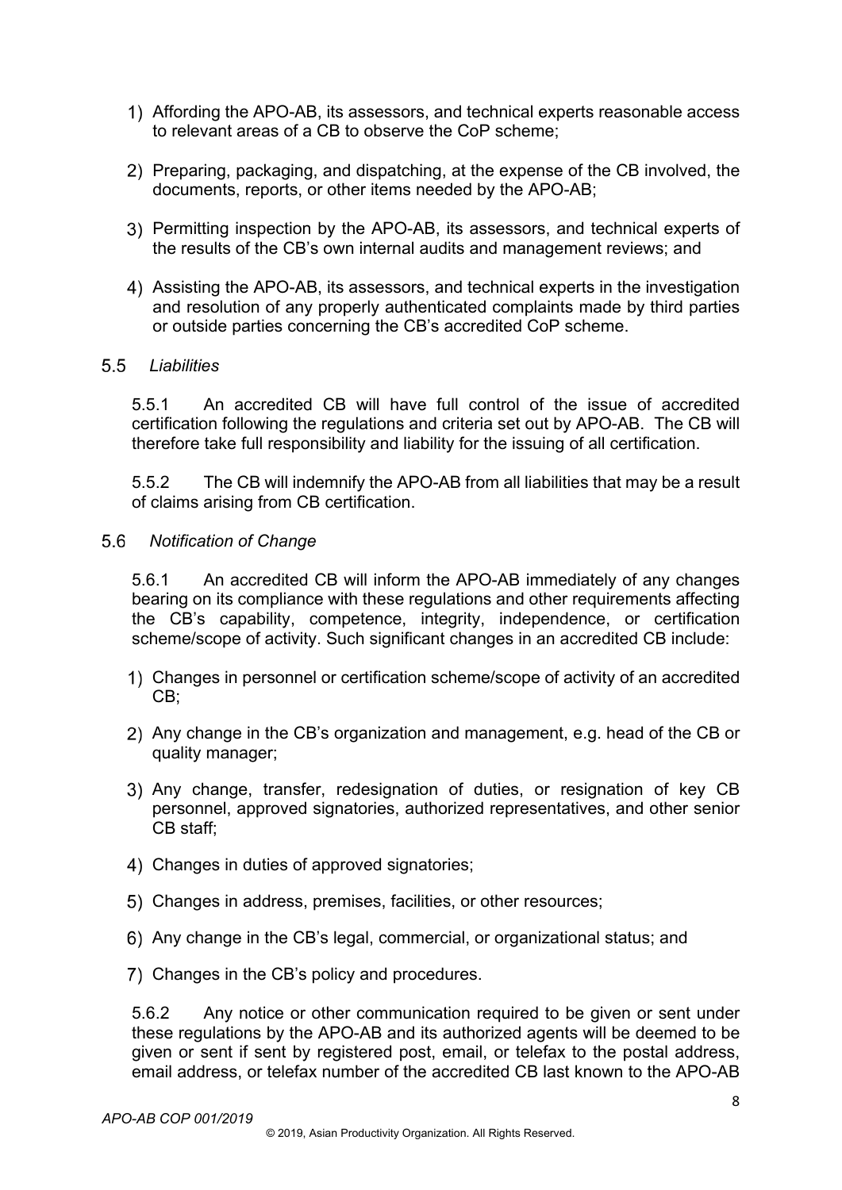1) Affording the APO-AB, its assessors, and technical experts reasonable access to relevant areas of a CB to observe the CoP scheme;

2) Preparing, packaging, and dispatching, at the expense of the CB involved, the documents, reports, or other items needed by the APO-AB;

3) Permitting inspection by the APO-AB, its assessors, and technical experts of the results of the CB's own internal audits and management reviews; and

4) Assisting the APO-AB, its assessors, and technical experts in the investigation and resolution of any properly authenticated complaints made by third parties or outside parties concerning the CB's accredited CoP scheme.

### 5.5 *Liabilities*

5.5.1 An accredited CB will have full control of the issue of accredited certification following the regulations and criteria set out by APO-AB. The CB will therefore take full responsibility and liability for the issuing of all certification.

5.5.2 The CB will indemnify the APO-AB from all liabilities that may be a result of claims arising from CB certification.

### 5.6 *Notification of Change*

5.6.1 An accredited CB will inform the APO-AB immediately of any changes bearing on its compliance with these regulations and other requirements affecting the CB's capability, competence, integrity, independence, or certification scheme/scope of activity. Such significant changes in an accredited CB include:

1) Changes in personnel or certification scheme/scope of activity of an accredited CB;

2) Any change in the CB's organization and management, e.g. head of the CB or quality manager;

3) Any change, transfer, redesignation of duties, or resignation of key CB personnel, approved signatories, authorized representatives, and other senior CB staff;

4) Changes in duties of approved signatories;

5) Changes in address, premises, facilities, or other resources;

6) Any change in the CB's legal, commercial, or organizational status; and

7) Changes in the CB's policy and procedures.

5.6.2 Any notice or other communication required to be given or sent under these regulations by the APO-AB and its authorized agents will be deemed to be given or sent if sent by registered post, email, or telefax to the postal address, email address, or telefax number of the accredited CB last known to the APO-AB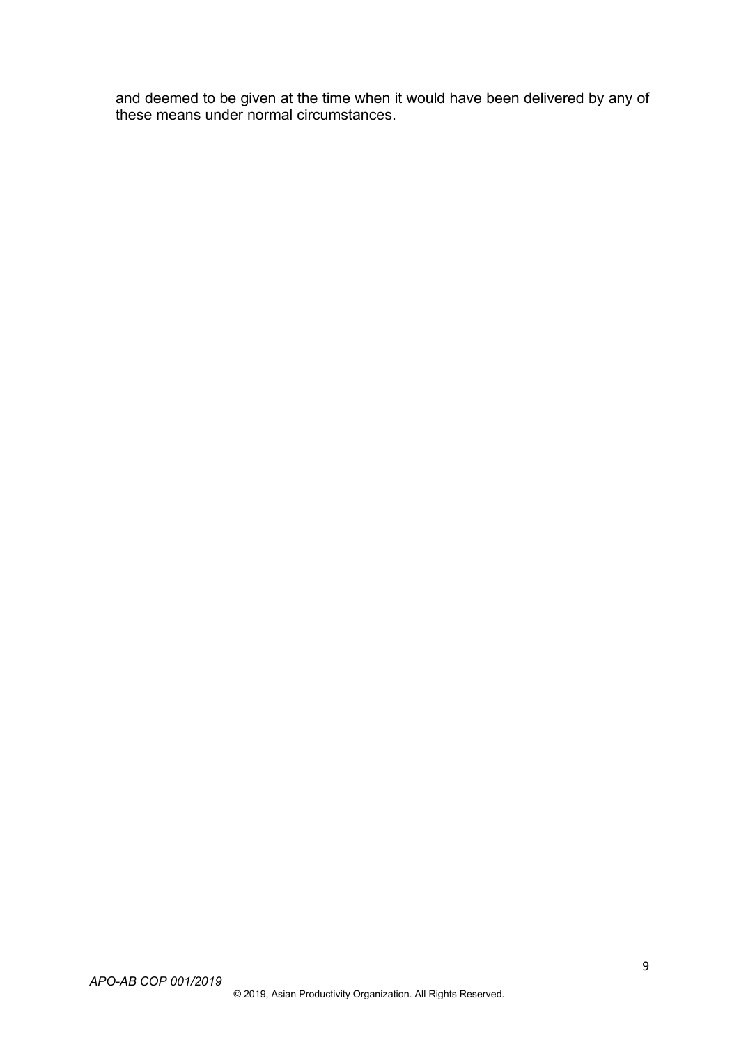and deemed to be given at the time when it would have been delivered by any of these means under normal circumstances.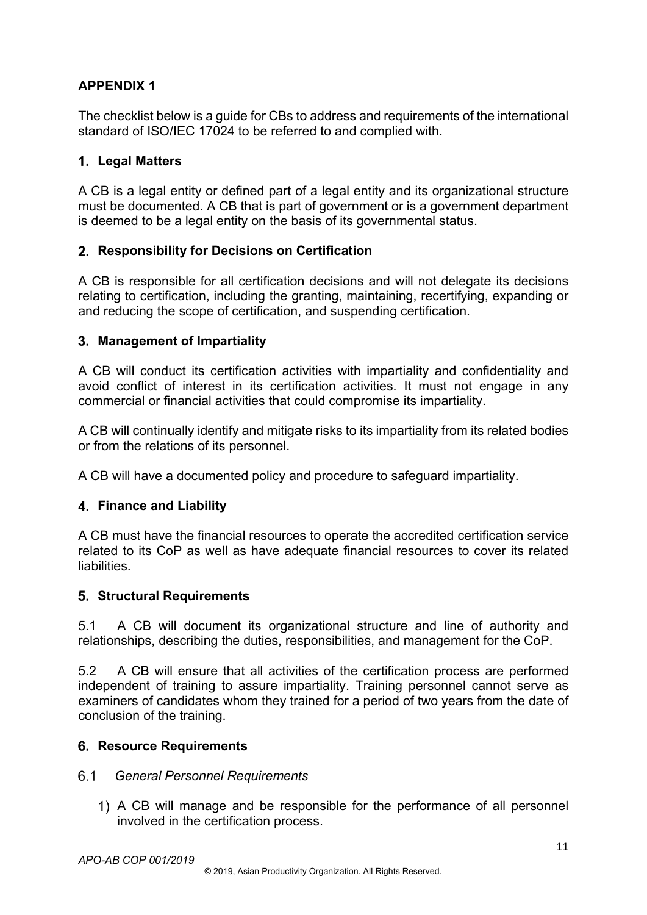## APPENDIX 1

The checklist below is a guide for CBs to address and requirements of the international standard of ISO/IEC 17024 to be referred to and complied with.

### 1. Legal Matters

A CB is a legal entity or defined part of a legal entity and its organizational structure must be documented. A CB that is part of government or is a government department is deemed to be a legal entity on the basis of its governmental status.

### 2. Responsibility for Decisions on Certification

A CB is responsible for all certification decisions and will not delegate its decisions relating to certification, including the granting, maintaining, recertifying, expanding or and reducing the scope of certification, and suspending certification.

### 3. Management of Impartiality

A CB will conduct its certification activities with impartiality and confidentiality and avoid conflict of interest in its certification activities. It must not engage in any commercial or financial activities that could compromise its impartiality.

A CB will continually identify and mitigate risks to its impartiality from its related bodies or from the relations of its personnel.

A CB will have a documented policy and procedure to safeguard impartiality.

### 4. Finance and Liability

A CB must have the financial resources to operate the accredited certification service related to its CoP as well as have adequate financial resources to cover its related liabilities.

### 5. Structural Requirements

5.1 A CB will document its organizational structure and line of authority and relationships, describing the duties, responsibilities, and management for the CoP.

5.2 A CB will ensure that all activities of the certification process are performed independent of training to assure impartiality. Training personnel cannot serve as examiners of candidates whom they trained for a period of two years from the date of conclusion of the training.

### 6. Resource Requirements

6.1 *General Personnel Requirements*

1) A CB will manage and be responsible for the performance of all personnel involved in the certification process.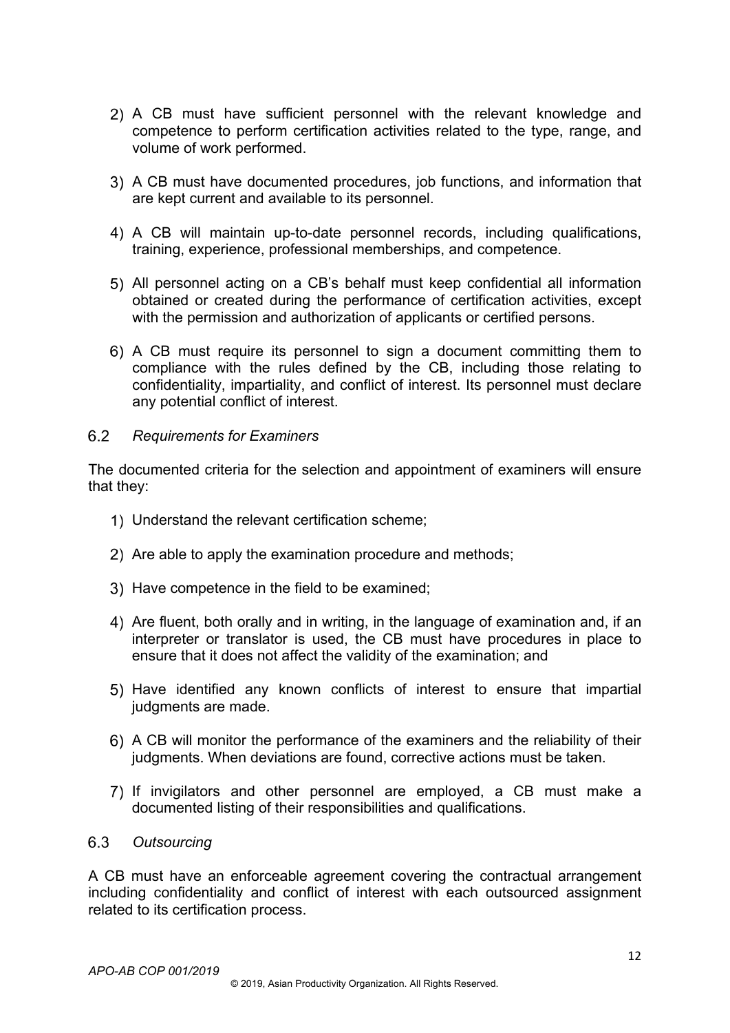2) A CB must have sufficient personnel with the relevant knowledge and competence to perform certification activities related to the type, range, and volume of work performed.

3) A CB must have documented procedures, job functions, and information that are kept current and available to its personnel.

4) A CB will maintain up-to-date personnel records, including qualifications, training, experience, professional memberships, and competence.

5) All personnel acting on a CB's behalf must keep confidential all information obtained or created during the performance of certification activities, except with the permission and authorization of applicants or certified persons.

6) A CB must require its personnel to sign a document committing them to compliance with the rules defined by the CB, including those relating to confidentiality, impartiality, and conflict of interest. Its personnel must declare any potential conflict of interest.

### 6.2 *Requirements for Examiners*

The documented criteria for the selection and appointment of examiners will ensure that they:

1) Understand the relevant certification scheme;

2) Are able to apply the examination procedure and methods;

3) Have competence in the field to be examined;

4) Are fluent, both orally and in writing, in the language of examination and, if an interpreter or translator is used, the CB must have procedures in place to ensure that it does not affect the validity of the examination; and

5) Have identified any known conflicts of interest to ensure that impartial judgments are made.

6) A CB will monitor the performance of the examiners and the reliability of their judgments. When deviations are found, corrective actions must be taken.

7) If invigilators and other personnel are employed, a CB must make a documented listing of their responsibilities and qualifications.

### 6.3 *Outsourcing*

A CB must have an enforceable agreement covering the contractual arrangement including confidentiality and conflict of interest with each outsourced assignment related to its certification process.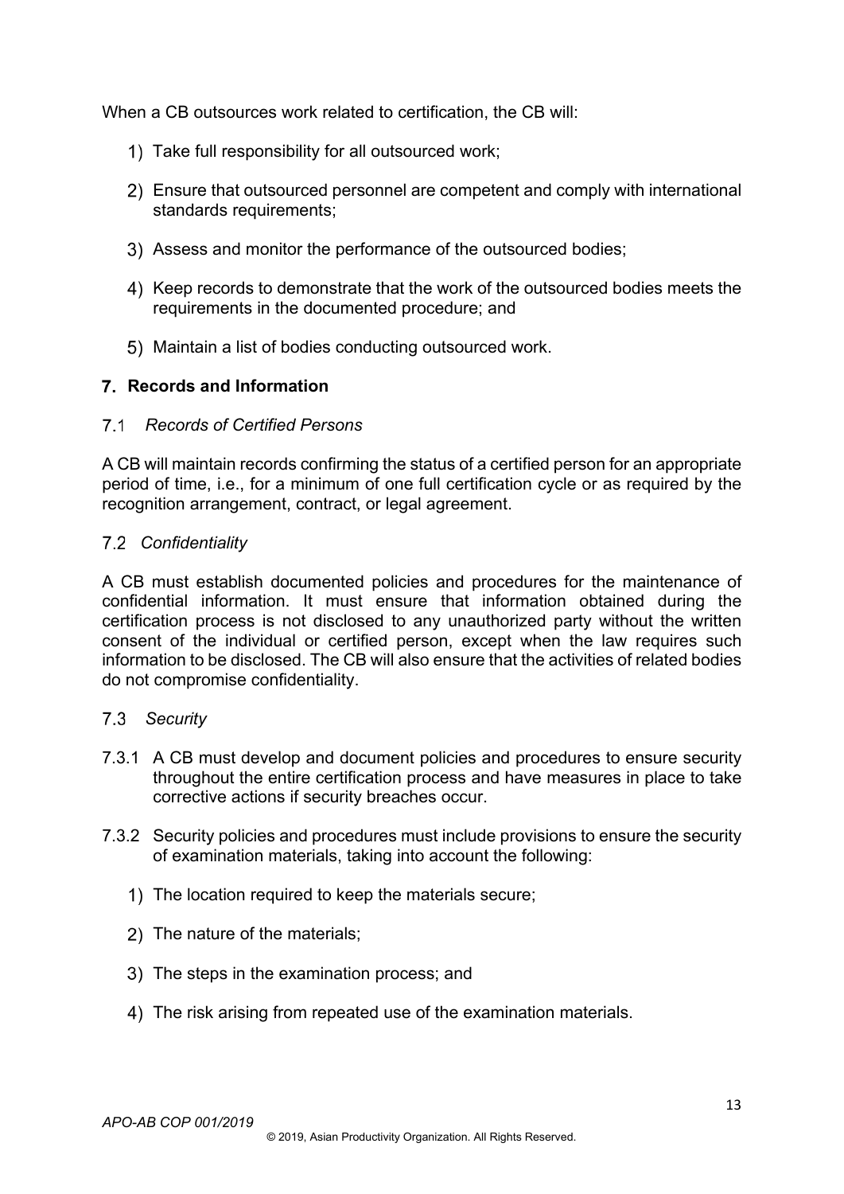When a CB outsources work related to certification, the CB will:

1) Take full responsibility for all outsourced work;
2) Ensure that outsourced personnel are competent and comply with international standards requirements;
3) Assess and monitor the performance of the outsourced bodies;
4) Keep records to demonstrate that the work of the outsourced bodies meets the requirements in the documented procedure; and
5) Maintain a list of bodies conducting outsourced work.

## 7. Records and Information

### 7.1 *Records of Certified Persons*

A CB will maintain records confirming the status of a certified person for an appropriate period of time, i.e., for a minimum of one full certification cycle or as required by the recognition arrangement, contract, or legal agreement.

### 7.2 *Confidentiality*

A CB must establish documented policies and procedures for the maintenance of confidential information. It must ensure that information obtained during the certification process is not disclosed to any unauthorized party without the written consent of the individual or certified person, except when the law requires such information to be disclosed. The CB will also ensure that the activities of related bodies do not compromise confidentiality.

### 7.3 *Security*

7.3.1 A CB must develop and document policies and procedures to ensure security throughout the entire certification process and have measures in place to take corrective actions if security breaches occur.

7.3.2 Security policies and procedures must include provisions to ensure the security of examination materials, taking into account the following:

1) The location required to keep the materials secure;
2) The nature of the materials;
3) The steps in the examination process; and
4) The risk arising from repeated use of the examination materials.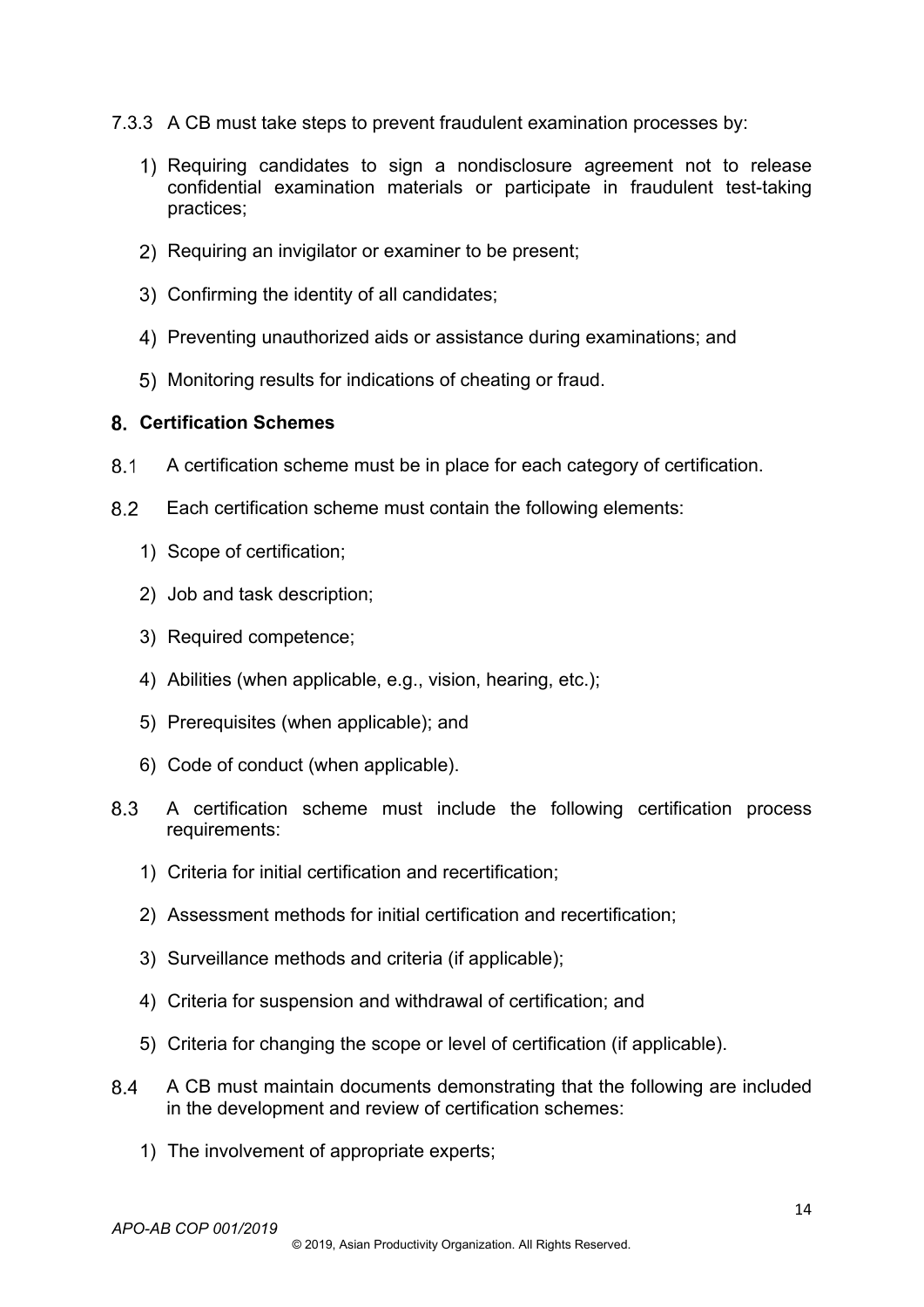7.3.3 A CB must take steps to prevent fraudulent examination processes by:

1) Requiring candidates to sign a nondisclosure agreement not to release confidential examination materials or participate in fraudulent test-taking practices;

2) Requiring an invigilator or examiner to be present;

3) Confirming the identity of all candidates;

4) Preventing unauthorized aids or assistance during examinations; and

5) Monitoring results for indications of cheating or fraud.

## 8. Certification Schemes

8.1 A certification scheme must be in place for each category of certification.

8.2 Each certification scheme must contain the following elements:

1) Scope of certification;
2) Job and task description;
3) Required competence;
4) Abilities (when applicable, e.g., vision, hearing, etc.);
5) Prerequisites (when applicable); and
6) Code of conduct (when applicable).

8.3 A certification scheme must include the following certification process requirements:

1) Criteria for initial certification and recertification;
2) Assessment methods for initial certification and recertification;
3) Surveillance methods and criteria (if applicable);
4) Criteria for suspension and withdrawal of certification; and
5) Criteria for changing the scope or level of certification (if applicable).

8.4 A CB must maintain documents demonstrating that the following are included in the development and review of certification schemes:

1) The involvement of appropriate experts;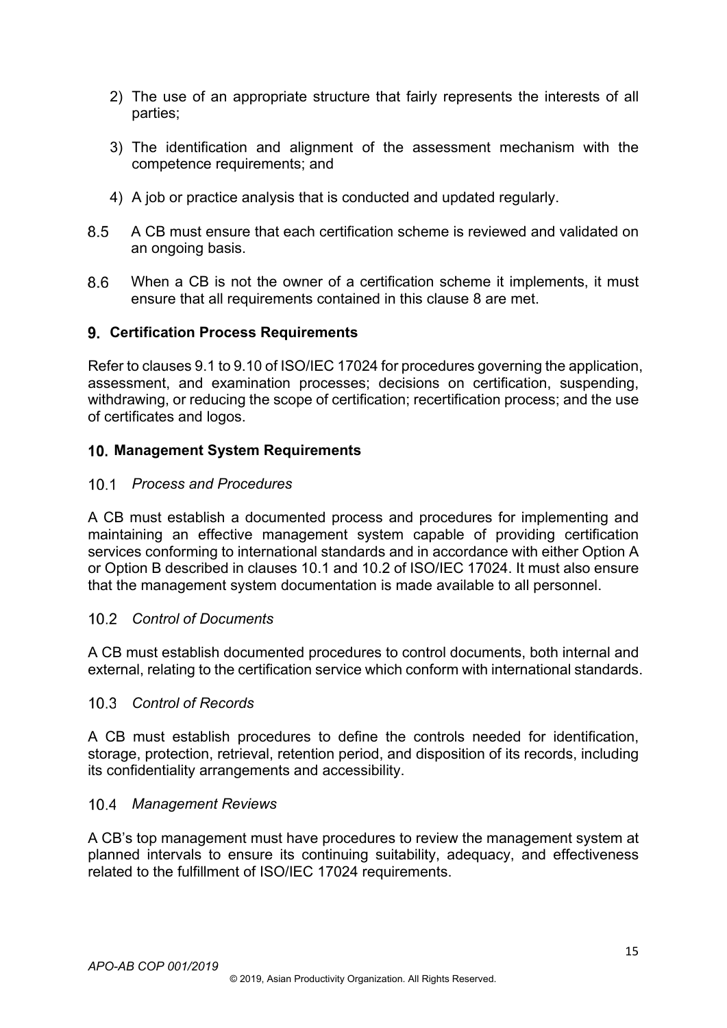2) The use of an appropriate structure that fairly represents the interests of all parties;

3) The identification and alignment of the assessment mechanism with the competence requirements; and

4) A job or practice analysis that is conducted and updated regularly.

8.5 A CB must ensure that each certification scheme is reviewed and validated on an ongoing basis.

8.6 When a CB is not the owner of a certification scheme it implements, it must ensure that all requirements contained in this clause 8 are met.

## 9. Certification Process Requirements

Refer to clauses 9.1 to 9.10 of ISO/IEC 17024 for procedures governing the application, assessment, and examination processes; decisions on certification, suspending, withdrawing, or reducing the scope of certification; recertification process; and the use of certificates and logos.

## 10. Management System Requirements

### 10.1 *Process and Procedures*

A CB must establish a documented process and procedures for implementing and maintaining an effective management system capable of providing certification services conforming to international standards and in accordance with either Option A or Option B described in clauses 10.1 and 10.2 of ISO/IEC 17024. It must also ensure that the management system documentation is made available to all personnel.

### 10.2 *Control of Documents*

A CB must establish documented procedures to control documents, both internal and external, relating to the certification service which conform with international standards.

### 10.3 *Control of Records*

A CB must establish procedures to define the controls needed for identification, storage, protection, retrieval, retention period, and disposition of its records, including its confidentiality arrangements and accessibility.

### 10.4 *Management Reviews*

A CB's top management must have procedures to review the management system at planned intervals to ensure its continuing suitability, adequacy, and effectiveness related to the fulfillment of ISO/IEC 17024 requirements.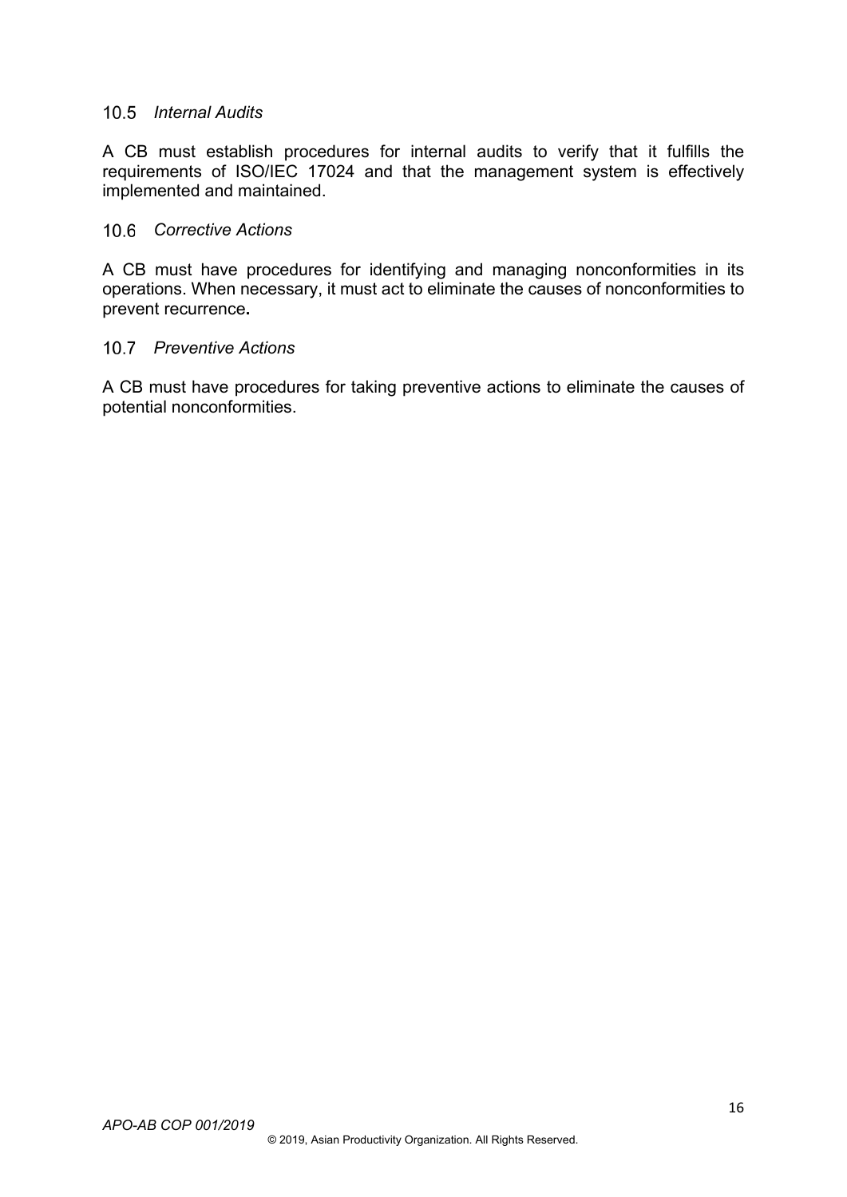### 10.5 *Internal Audits*

A CB must establish procedures for internal audits to verify that it fulfills the requirements of ISO/IEC 17024 and that the management system is effectively implemented and maintained.

### 10.6 *Corrective Actions*

A CB must have procedures for identifying and managing nonconformities in its operations. When necessary, it must act to eliminate the causes of nonconformities to prevent recurrence**.**

### 10.7 *Preventive Actions*

A CB must have procedures for taking preventive actions to eliminate the causes of potential nonconformities.